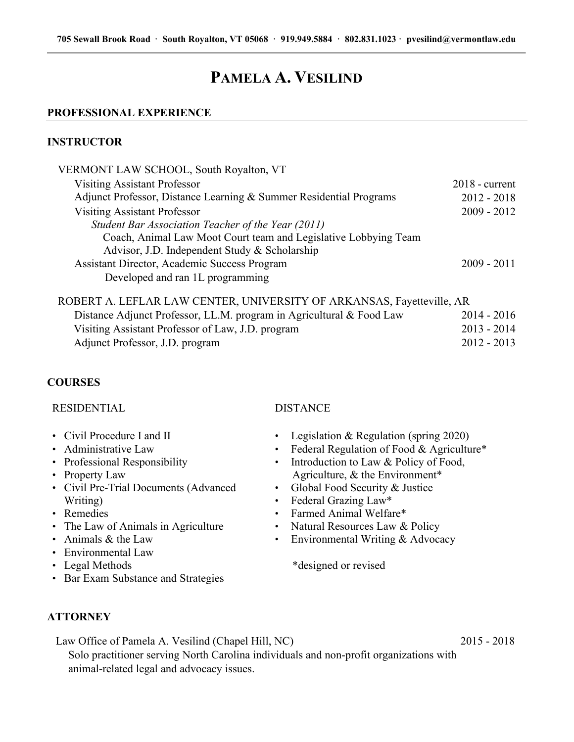**705 Sewall Brook Road · South Royalton, VT 05068 · 919.949.5884 · 802.831.1023 · pvesilind@vermontlaw.edu**

# PAMELA A. VESILIND

## PROFESSIONAL EXPERIENCE

### INSTRUCTOR

VERMONT LAW SCHOOL, South Royalton, VT

- Visiting Assistant Professor — 2018 - current
- Adjunct Professor, Distance Learning & Summer Residential Programs — 2012 - 2018
- Visiting Assistant Professor — 2009 - 2012
  - *Student Bar Association Teacher of the Year (2011)*
  - Coach, Animal Law Moot Court team and Legislative Lobbying Team
  - Advisor, J.D. Independent Study & Scholarship
- Assistant Director, Academic Success Program — 2009 - 2011
  - Developed and ran 1L programming

ROBERT A. LEFLAR LAW CENTER, UNIVERSITY OF ARKANSAS, Fayetteville, AR

- Distance Adjunct Professor, LL.M. program in Agricultural & Food Law — 2014 - 2016
- Visiting Assistant Professor of Law, J.D. program — 2013 - 2014
- Adjunct Professor, J.D. program — 2012 - 2013

### COURSES

RESIDENTIAL

- Civil Procedure I and II
- Administrative Law
- Professional Responsibility
- Property Law
- Civil Pre-Trial Documents (Advanced Writing)
- Remedies
- The Law of Animals in Agriculture
- Animals & the Law
- Environmental Law
- Legal Methods
- Bar Exam Substance and Strategies

DISTANCE

- Legislation & Regulation (spring 2020)
- Federal Regulation of Food & Agriculture*
- Introduction to Law & Policy of Food, Agriculture, & the Environment*
- Global Food Security & Justice
- Federal Grazing Law*
- Farmed Animal Welfare*
- Natural Resources Law & Policy
- Environmental Writing & Advocacy

*designed or revised

### ATTORNEY

Law Office of Pamela A. Vesilind (Chapel Hill, NC) — 2015 - 2018

Solo practitioner serving North Carolina individuals and non-profit organizations with animal-related legal and advocacy issues.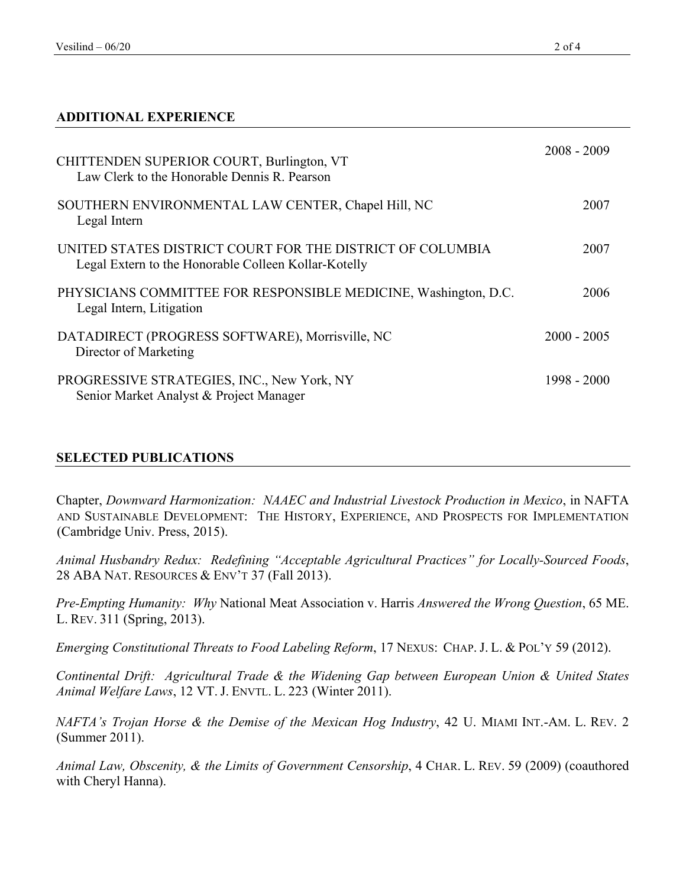## ADDITIONAL EXPERIENCE

CHITTENDEN SUPERIOR COURT, Burlington, VT — 2008 - 2009
Law Clerk to the Honorable Dennis R. Pearson

SOUTHERN ENVIRONMENTAL LAW CENTER, Chapel Hill, NC — 2007
Legal Intern

UNITED STATES DISTRICT COURT FOR THE DISTRICT OF COLUMBIA — 2007
Legal Extern to the Honorable Colleen Kollar-Kotelly

PHYSICIANS COMMITTEE FOR RESPONSIBLE MEDICINE, Washington, D.C. — 2006
Legal Intern, Litigation

DATADIRECT (PROGRESS SOFTWARE), Morrisville, NC — 2000 - 2005
Director of Marketing

PROGRESSIVE STRATEGIES, INC., New York, NY — 1998 - 2000
Senior Market Analyst & Project Manager

## SELECTED PUBLICATIONS

Chapter, *Downward Harmonization: NAAEC and Industrial Livestock Production in Mexico*, in NAFTA AND SUSTAINABLE DEVELOPMENT: THE HISTORY, EXPERIENCE, AND PROSPECTS FOR IMPLEMENTATION (Cambridge Univ. Press, 2015).

*Animal Husbandry Redux: Redefining "Acceptable Agricultural Practices" for Locally-Sourced Foods*, 28 ABA NAT. RESOURCES & ENV'T 37 (Fall 2013).

*Pre-Empting Humanity: Why* National Meat Association v. Harris *Answered the Wrong Question*, 65 ME. L. REV. 311 (Spring, 2013).

*Emerging Constitutional Threats to Food Labeling Reform*, 17 NEXUS: CHAP. J. L. & POL'Y 59 (2012).

*Continental Drift: Agricultural Trade & the Widening Gap between European Union & United States Animal Welfare Laws*, 12 VT. J. ENVTL. L. 223 (Winter 2011).

*NAFTA's Trojan Horse & the Demise of the Mexican Hog Industry*, 42 U. MIAMI INT.-AM. L. REV. 2 (Summer 2011).

*Animal Law, Obscenity, & the Limits of Government Censorship*, 4 CHAR. L. REV. 59 (2009) (coauthored with Cheryl Hanna).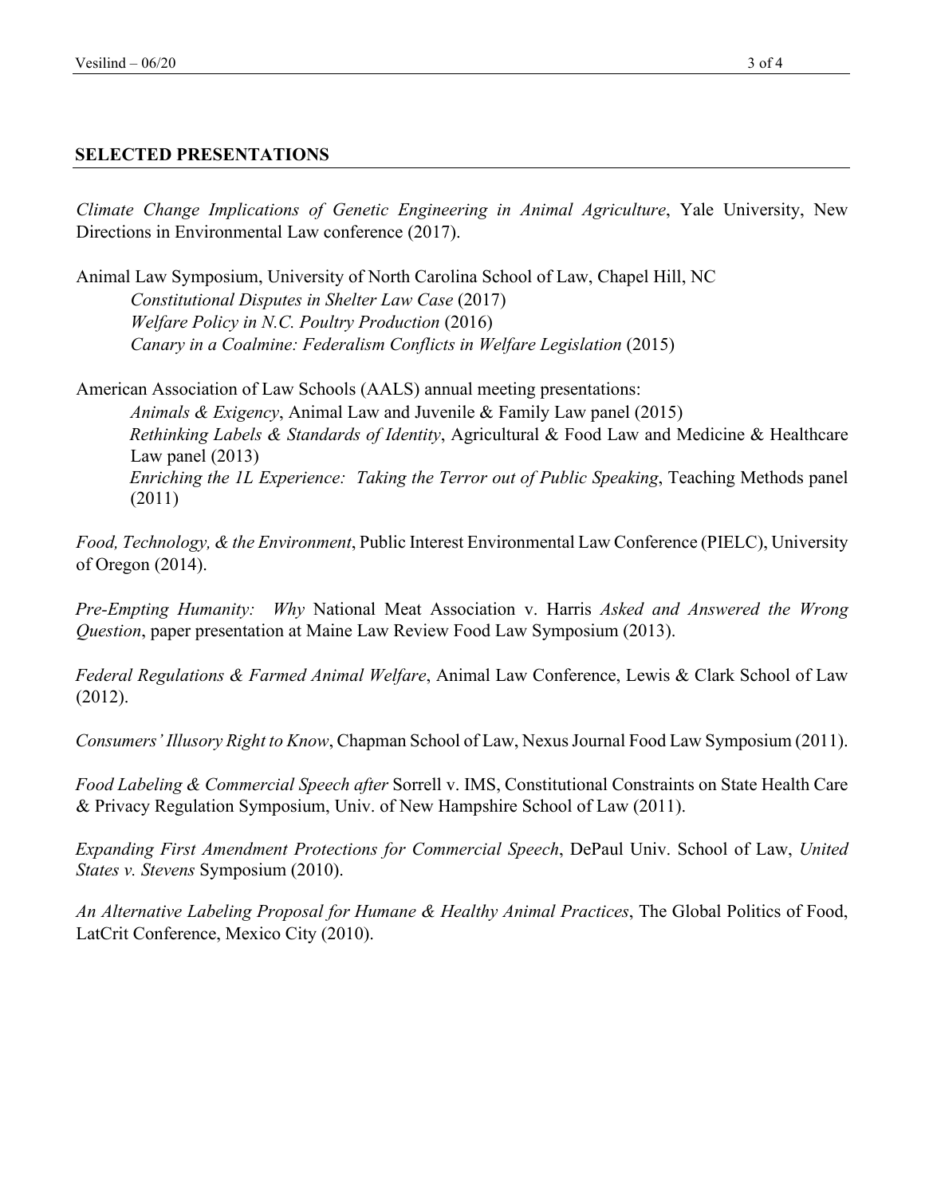## SELECTED PRESENTATIONS

*Climate Change Implications of Genetic Engineering in Animal Agriculture*, Yale University, New Directions in Environmental Law conference (2017).

Animal Law Symposium, University of North Carolina School of Law, Chapel Hill, NC
- *Constitutional Disputes in Shelter Law Case* (2017)
- *Welfare Policy in N.C. Poultry Production* (2016)
- *Canary in a Coalmine: Federalism Conflicts in Welfare Legislation* (2015)

American Association of Law Schools (AALS) annual meeting presentations:
- *Animals & Exigency*, Animal Law and Juvenile & Family Law panel (2015)
- *Rethinking Labels & Standards of Identity*, Agricultural & Food Law and Medicine & Healthcare Law panel (2013)
- *Enriching the 1L Experience: Taking the Terror out of Public Speaking*, Teaching Methods panel (2011)

*Food, Technology, & the Environment*, Public Interest Environmental Law Conference (PIELC), University of Oregon (2014).

*Pre-Empting Humanity: Why* National Meat Association v. Harris *Asked and Answered the Wrong Question*, paper presentation at Maine Law Review Food Law Symposium (2013).

*Federal Regulations & Farmed Animal Welfare*, Animal Law Conference, Lewis & Clark School of Law (2012).

*Consumers' Illusory Right to Know*, Chapman School of Law, Nexus Journal Food Law Symposium (2011).

*Food Labeling & Commercial Speech after* Sorrell v. IMS, Constitutional Constraints on State Health Care & Privacy Regulation Symposium, Univ. of New Hampshire School of Law (2011).

*Expanding First Amendment Protections for Commercial Speech*, DePaul Univ. School of Law, *United States v. Stevens* Symposium (2010).

*An Alternative Labeling Proposal for Humane & Healthy Animal Practices*, The Global Politics of Food, LatCrit Conference, Mexico City (2010).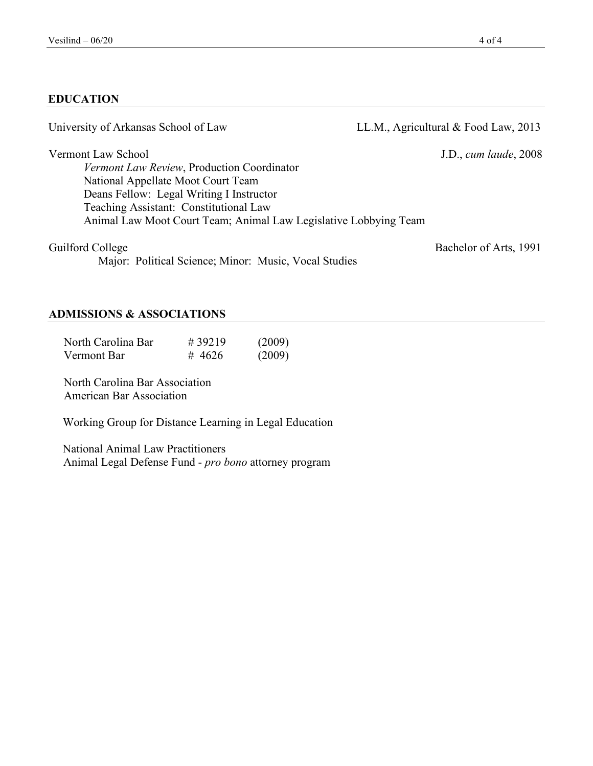## EDUCATION

University of Arkansas School of Law — LL.M., Agricultural & Food Law, 2013

Vermont Law School — J.D., *cum laude*, 2008

- *Vermont Law Review*, Production Coordinator
- National Appellate Moot Court Team
- Deans Fellow: Legal Writing I Instructor
- Teaching Assistant: Constitutional Law
- Animal Law Moot Court Team; Animal Law Legislative Lobbying Team

Guilford College — Bachelor of Arts, 1991

- Major: Political Science; Minor: Music, Vocal Studies

## ADMISSIONS & ASSOCIATIONS

| | | |
|---|---|---|
| North Carolina Bar | # 39219 | (2009) |
| Vermont Bar | # 4626 | (2009) |

North Carolina Bar Association
American Bar Association

Working Group for Distance Learning in Legal Education

National Animal Law Practitioners
Animal Legal Defense Fund - *pro bono* attorney program